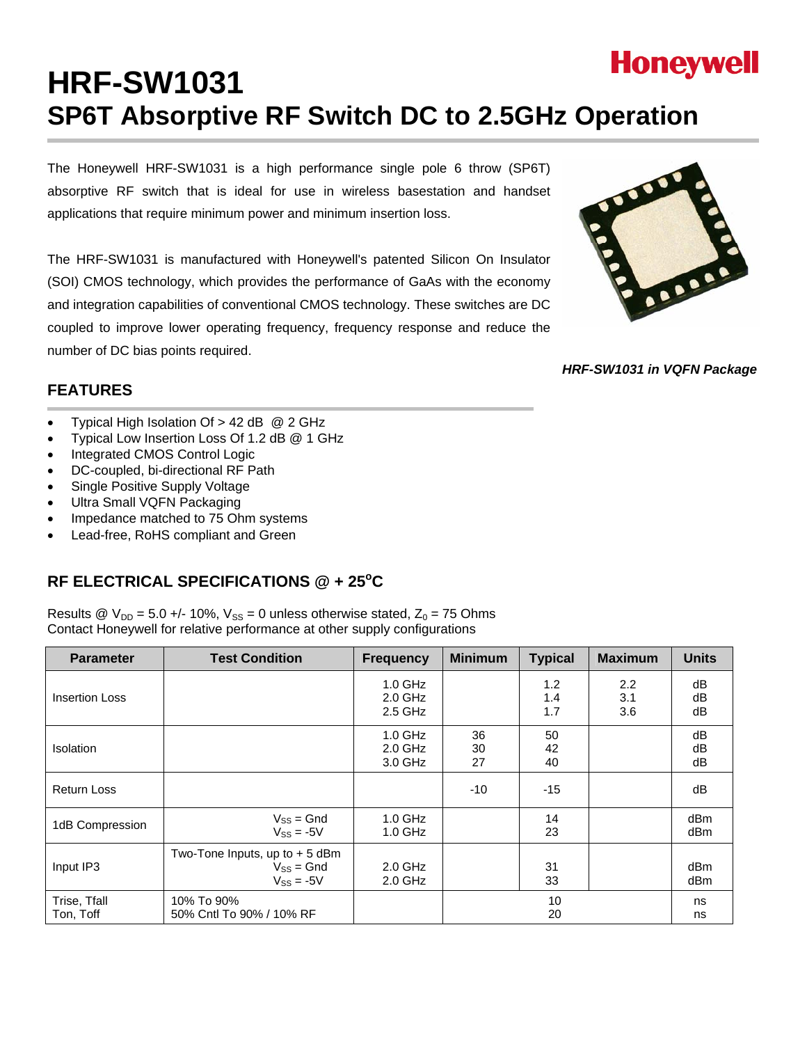Honeywell

# HRF-SW1031
# SP6T Absorptive RF Switch DC to 2.5GHz Operation

The Honeywell HRF-SW1031 is a high performance single pole 6 throw (SP6T) absorptive RF switch that is ideal for use in wireless basestation and handset applications that require minimum power and minimum insertion loss.

The HRF-SW1031 is manufactured with Honeywell's patented Silicon On Insulator (SOI) CMOS technology, which provides the performance of GaAs with the economy and integration capabilities of conventional CMOS technology. These switches are DC coupled to improve lower operating frequency, frequency response and reduce the number of DC bias points required.

***HRF-SW1031 in VQFN Package***

## FEATURES

- Typical High Isolation Of > 42 dB @ 2 GHz
- Typical Low Insertion Loss Of 1.2 dB @ 1 GHz
- Integrated CMOS Control Logic
- DC-coupled, bi-directional RF Path
- Single Positive Supply Voltage
- Ultra Small VQFN Packaging
- Impedance matched to 75 Ohm systems
- Lead-free, RoHS compliant and Green

## RF ELECTRICAL SPECIFICATIONS @ + 25°C

Results @ $V_{DD}$ = 5.0 +/- 10%, $V_{SS}$ = 0 unless otherwise stated, $Z_0$ = 75 Ohms
Contact Honeywell for relative performance at other supply configurations

| Parameter | Test Condition | Frequency | Minimum | Typical | Maximum | Units |
|---|---|---|---|---|---|---|
| Insertion Loss | | 1.0 GHz<br>2.0 GHz<br>2.5 GHz | | 1.2<br>1.4<br>1.7 | 2.2<br>3.1<br>3.6 | dB<br>dB<br>dB |
| Isolation | | 1.0 GHz<br>2.0 GHz<br>3.0 GHz | 36<br>30<br>27 | 50<br>42<br>40 | | dB<br>dB<br>dB |
| Return Loss | | | -10 | -15 | | dB |
| 1dB Compression | $V_{SS}$ = Gnd<br>$V_{SS}$ = -5V | 1.0 GHz<br>1.0 GHz | | 14<br>23 | | dBm<br>dBm |
| Input IP3 | Two-Tone Inputs, up to + 5 dBm<br>$V_{SS}$ = Gnd<br>$V_{SS}$ = -5V | 2.0 GHz<br>2.0 GHz | | 31<br>33 | | dBm<br>dBm |
| Trise, Tfall<br>Ton, Toff | 10% To 90%<br>50% Cntl To 90% / 10% RF | | | 10<br>20 | | ns<br>ns |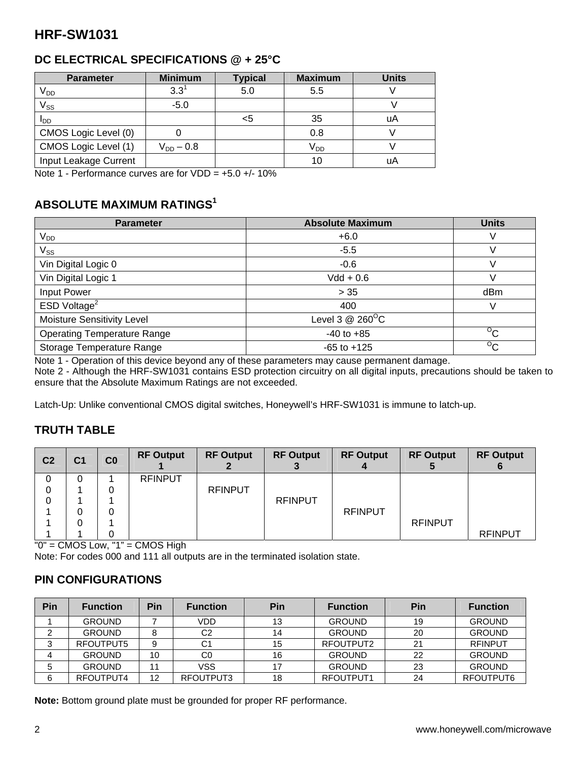## HRF-SW1031

### DC ELECTRICAL SPECIFICATIONS @ + 25°C

| Parameter | Minimum | Typical | Maximum | Units |
|---|---|---|---|---|
| $V_{DD}$ | 3.3[1] | 5.0 | 5.5 | V |
| $V_{SS}$ | -5.0 | | | V |
| $I_{DD}$ | | <5 | 35 | uA |
| CMOS Logic Level (0) | 0 | | 0.8 | V |
| CMOS Logic Level (1) | $V_{DD}$ – 0.8 | | $V_{DD}$ | V |
| Input Leakage Current | | | 10 | uA |

Note 1 - Performance curves are for VDD = +5.0 +/- 10%

### ABSOLUTE MAXIMUM RATINGS[1]

| Parameter | Absolute Maximum | Units |
|---|---|---|
| $V_{DD}$ | +6.0 | V |
| $V_{SS}$ | -5.5 | V |
| Vin Digital Logic 0 | -0.6 | V |
| Vin Digital Logic 1 | Vdd + 0.6 | V |
| Input Power | > 35 | dBm |
| ESD Voltage[2] | 400 | V |
| Moisture Sensitivity Level | Level 3 @ 260°C | |
| Operating Temperature Range | -40 to +85 | °C |
| Storage Temperature Range | -65 to +125 | °C |

Note 1 - Operation of this device beyond any of these parameters may cause permanent damage.
Note 2 - Although the HRF-SW1031 contains ESD protection circuitry on all digital inputs, precautions should be taken to ensure that the Absolute Maximum Ratings are not exceeded.

Latch-Up: Unlike conventional CMOS digital switches, Honeywell's HRF-SW1031 is immune to latch-up.

### TRUTH TABLE

| C2 | C1 | C0 | RF Output 1 | RF Output 2 | RF Output 3 | RF Output 4 | RF Output 5 | RF Output 6 |
|---|---|---|---|---|---|---|---|---|
| 0 | 0 | 1 | RFINPUT | | | | | |
| 0 | 1 | 0 | | RFINPUT | | | | |
| 0 | 1 | 1 | | | RFINPUT | | | |
| 1 | 0 | 0 | | | | RFINPUT | | |
| 1 | 0 | 1 | | | | | RFINPUT | |
| 1 | 1 | 0 | | | | | | RFINPUT |

"0" = CMOS Low, "1" = CMOS High
Note: For codes 000 and 111 all outputs are in the terminated isolation state.

### PIN CONFIGURATIONS

| Pin | Function | Pin | Function | Pin | Function | Pin | Function |
|---|---|---|---|---|---|---|---|
| 1 | GROUND | 7 | VDD | 13 | GROUND | 19 | GROUND |
| 2 | GROUND | 8 | C2 | 14 | GROUND | 20 | GROUND |
| 3 | RFOUTPUT5 | 9 | C1 | 15 | RFOUTPUT2 | 21 | RFINPUT |
| 4 | GROUND | 10 | C0 | 16 | GROUND | 22 | GROUND |
| 5 | GROUND | 11 | VSS | 17 | GROUND | 23 | GROUND |
| 6 | RFOUTPUT4 | 12 | RFOUTPUT3 | 18 | RFOUTPUT1 | 24 | RFOUTPUT6 |

**Note:** Bottom ground plate must be grounded for proper RF performance.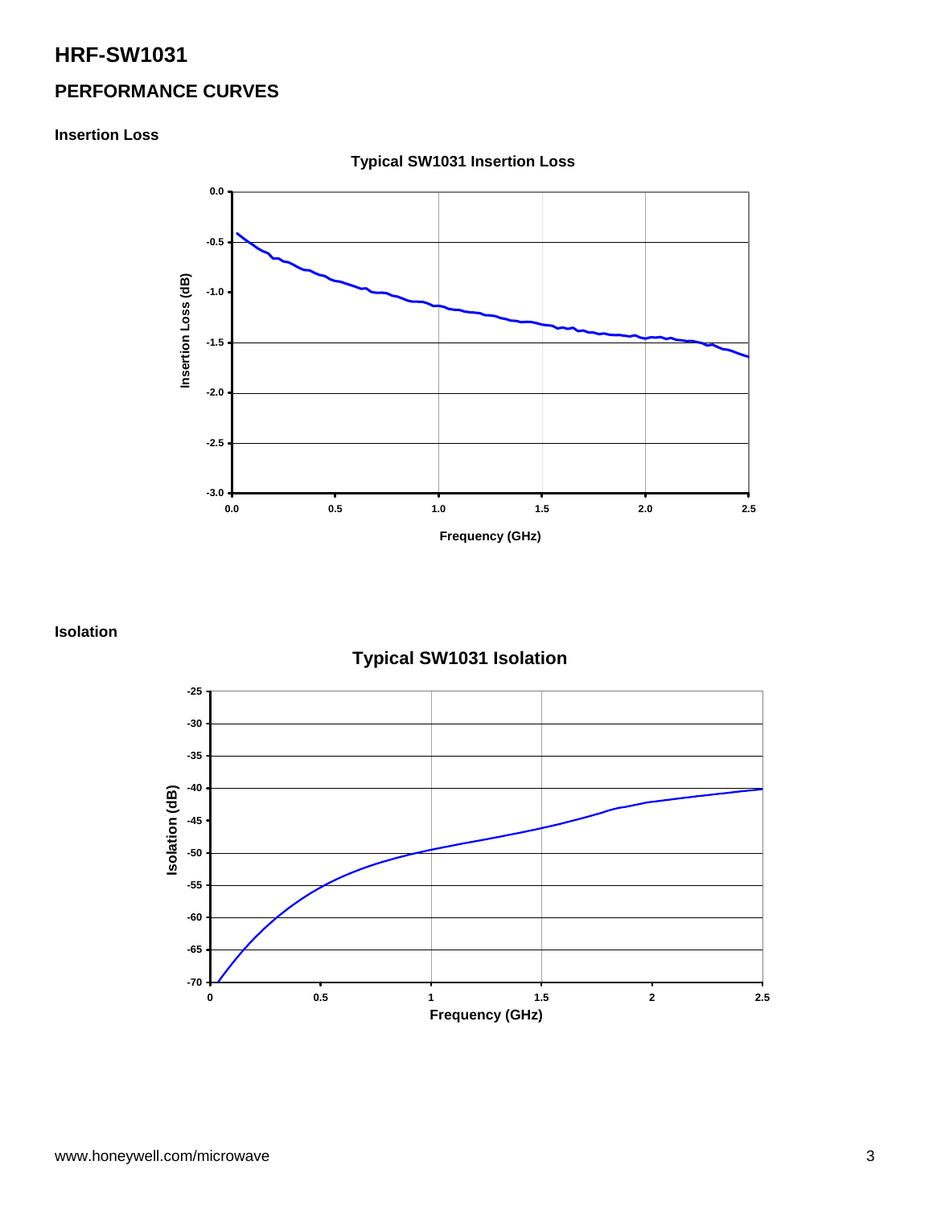# HRF-SW1031

## PERFORMANCE CURVES

### Insertion Loss

### Isolation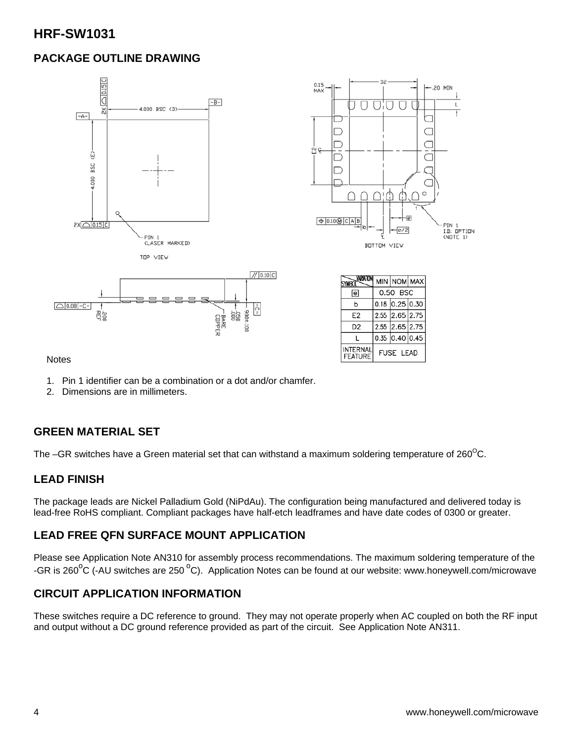## HRF-SW1031

### PACKAGE OUTLINE DRAWING

| SYMBOL \ VARIATION | MIN | NOM | MAX |
|---|---|---|---|
| e | 0.50 BSC | | |
| b | 0.18 | 0.25 | 0.30 |
| E2 | 2.55 | 2.65 | 2.75 |
| D2 | 2.55 | 2.65 | 2.75 |
| L | 0.35 | 0.40 | 0.45 |
| INTERNAL FEATURE | FUSE LEAD | | |

Notes

1. Pin 1 identifier can be a combination or a dot and/or chamfer.
2. Dimensions are in millimeters.

### GREEN MATERIAL SET

The –GR switches have a Green material set that can withstand a maximum soldering temperature of 260°C.

### LEAD FINISH

The package leads are Nickel Palladium Gold (NiPdAu). The configuration being manufactured and delivered today is lead-free RoHS compliant. Compliant packages have half-etch leadframes and have date codes of 0300 or greater.

### LEAD FREE QFN SURFACE MOUNT APPLICATION

Please see Application Note AN310 for assembly process recommendations. The maximum soldering temperature of the -GR is 260°C (-AU switches are 250 °C). Application Notes can be found at our website: www.honeywell.com/microwave

### CIRCUIT APPLICATION INFORMATION

These switches require a DC reference to ground. They may not operate properly when AC coupled on both the RF input and output without a DC ground reference provided as part of the circuit. See Application Note AN311.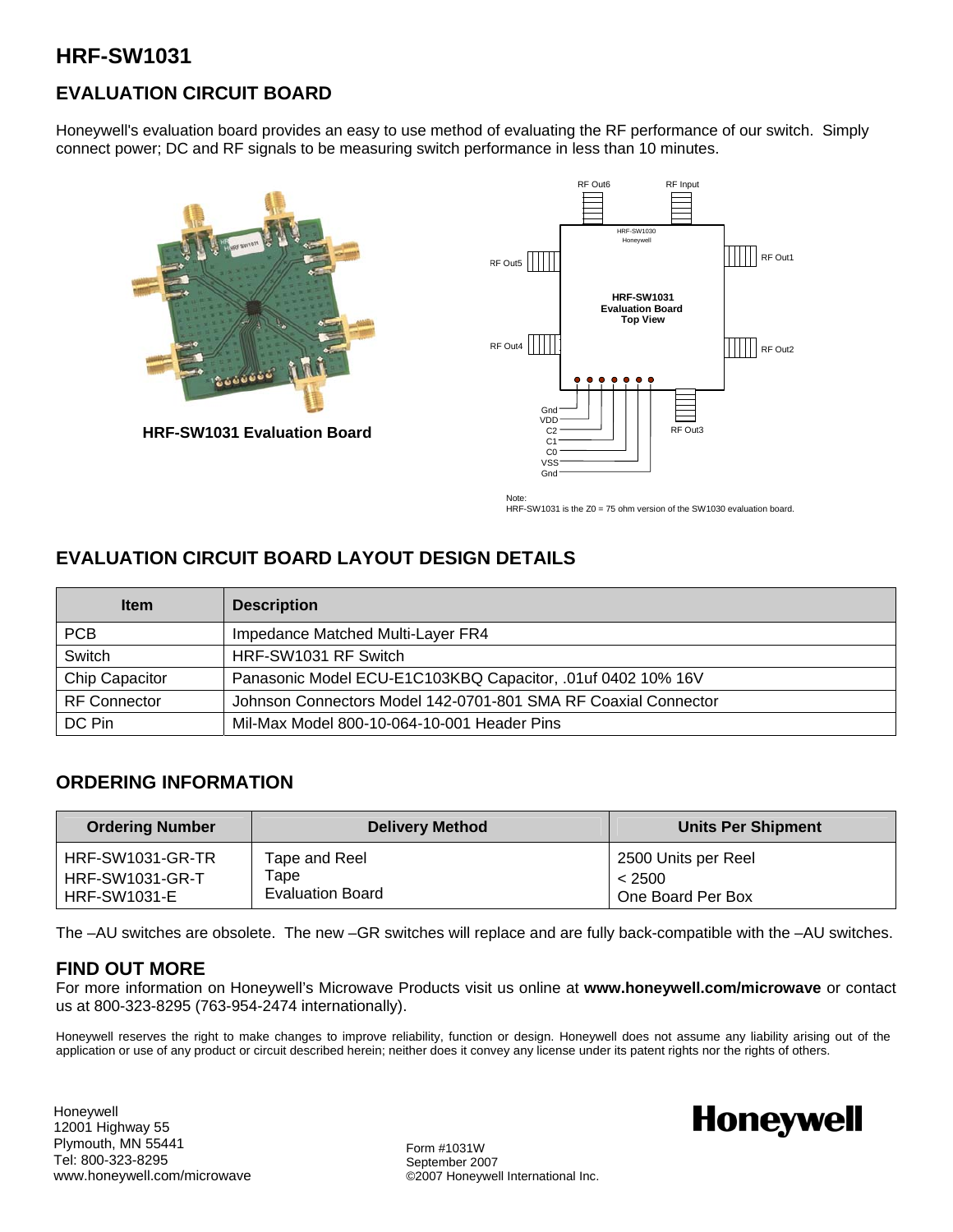# HRF-SW1031

## EVALUATION CIRCUIT BOARD

Honeywell's evaluation board provides an easy to use method of evaluating the RF performance of our switch. Simply connect power; DC and RF signals to be measuring switch performance in less than 10 minutes.

**HRF-SW1031 Evaluation Board**

RF Out6
RF Input
HRF-SW1030
Honeywell
RF Out5
RF Out1
HRF-SW1031
Evaluation Board
Top View
RF Out4
RF Out2
Gnd
VDD
C2
C1
C0
VSS
Gnd
RF Out3

Note:
HRF-SW1031 is the Z0 = 75 ohm version of the SW1030 evaluation board.

## EVALUATION CIRCUIT BOARD LAYOUT DESIGN DETAILS

| Item | Description |
|---|---|
| PCB | Impedance Matched Multi-Layer FR4 |
| Switch | HRF-SW1031 RF Switch |
| Chip Capacitor | Panasonic Model ECU-E1C103KBQ Capacitor, .01uf 0402 10% 16V |
| RF Connector | Johnson Connectors Model 142-0701-801 SMA RF Coaxial Connector |
| DC Pin | Mil-Max Model 800-10-064-10-001 Header Pins |

## ORDERING INFORMATION

| Ordering Number | Delivery Method | Units Per Shipment |
|---|---|---|
| HRF-SW1031-GR-TR | Tape and Reel | 2500 Units per Reel |
| HRF-SW1031-GR-T | Tape | < 2500 |
| HRF-SW1031-E | Evaluation Board | One Board Per Box |

The –AU switches are obsolete. The new –GR switches will replace and are fully back-compatible with the –AU switches.

## FIND OUT MORE

For more information on Honeywell's Microwave Products visit us online at **www.honeywell.com/microwave** or contact us at 800-323-8295 (763-954-2474 internationally).

Honeywell reserves the right to make changes to improve reliability, function or design. Honeywell does not assume any liability arising out of the application or use of any product or circuit described herein; neither does it convey any license under its patent rights nor the rights of others.

Honeywell
12001 Highway 55
Plymouth, MN 55441
Tel: 800-323-8295
www.honeywell.com/microwave

Form #1031W
September 2007
©2007 Honeywell International Inc.

**Honeywell**